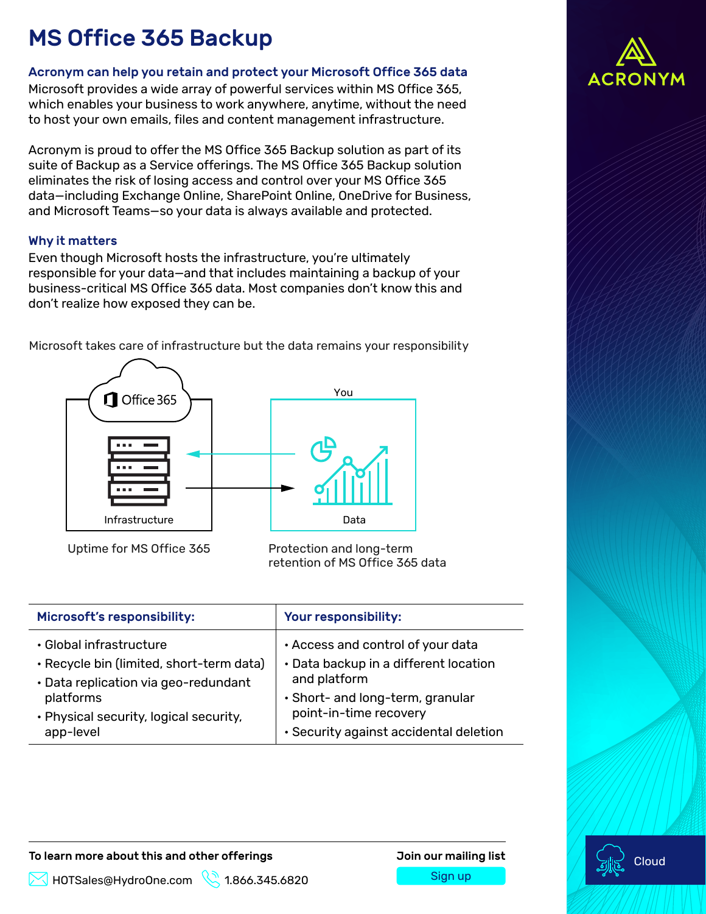# MS Office 365 Backup

### Acronym can help you retain and protect your Microsoft Office 365 data

Microsoft provides a wide array of powerful services within MS Office 365, which enables your business to work anywhere, anytime, without the need to host your own emails, files and content management infrastructure.

Acronym is proud to offer the MS Office 365 Backup solution as part of its suite of Backup as a Service offerings. The MS Office 365 Backup solution eliminates the risk of losing access and control over your MS Office 365 data—including Exchange Online, SharePoint Online, OneDrive for Business, and Microsoft Teams—so your data is always available and protected.

### Why it matters

Even though Microsoft hosts the infrastructure, you're ultimately responsible for your data—and that includes maintaining a backup of your business-critical MS Office 365 data. Most companies don't know this and don't realize how exposed they can be.

Microsoft takes care of infrastructure but the data remains your responsibility

Office 365 — Infrastructure: Uptime for MS Office 365

You — Data: Protection and long-term retention of MS Office 365 data

| Microsoft's responsibility: | Your responsibility: |
| --- | --- |
| • Global infrastructure<br>• Recycle bin (limited, short-term data)<br>• Data replication via geo-redundant platforms<br>• Physical security, logical security, app-level | • Access and control of your data<br>• Data backup in a different location and platform<br>• Short- and long-term, granular point-in-time recovery<br>• Security against accidental deletion |

**To learn more about this and other offerings**

HOTSales@HydroOne.com 1.866.345.6820

**Join our mailing list**

Sign up

ACRONYM

Cloud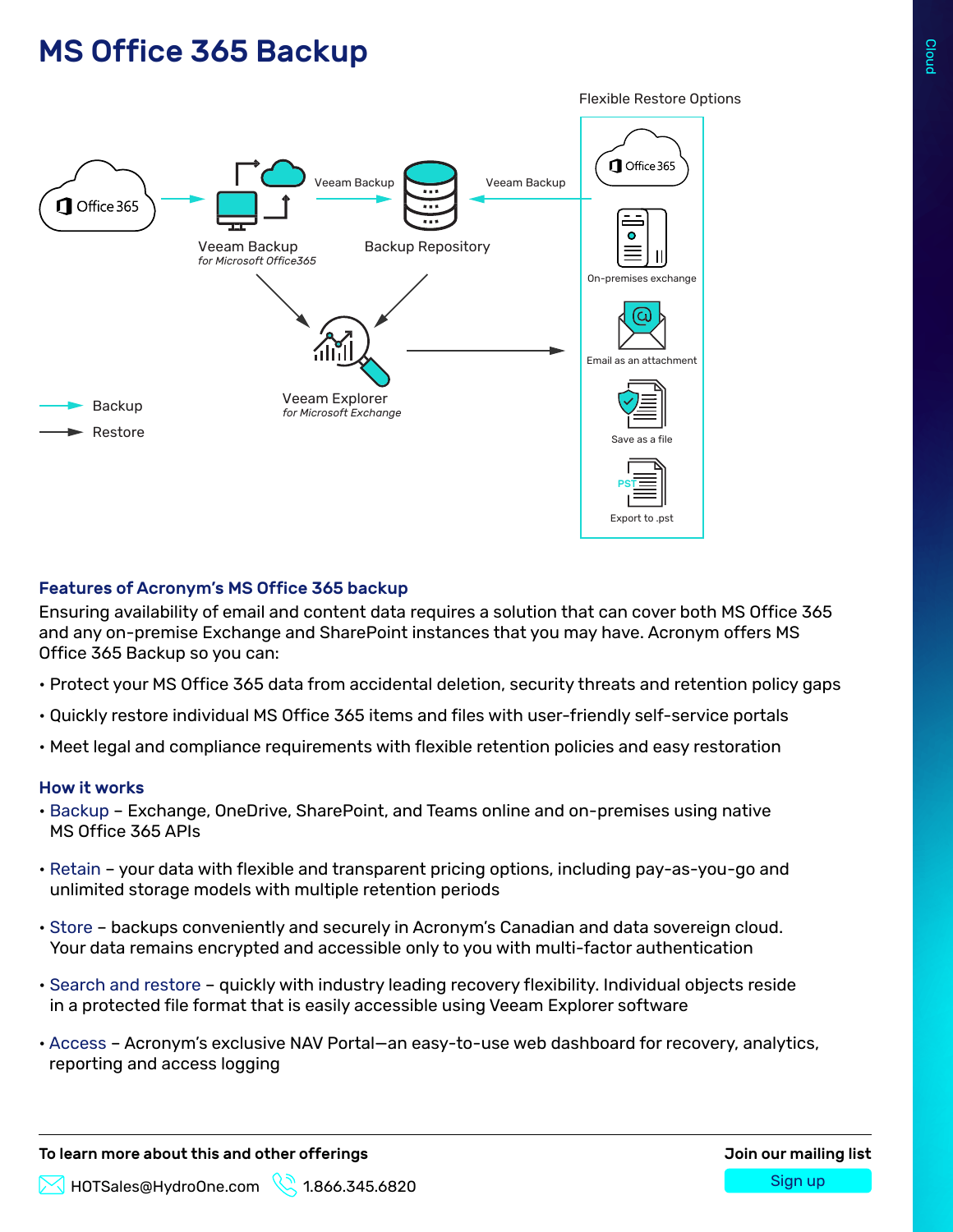# MS Office 365 Backup

Flexible Restore Options

Office 365

Veeam Backup

Veeam Backup

Office 365

Veeam Backup
*for Microsoft Office365*

Backup Repository

On-premises exchange

Email as an attachment

Veeam Explorer
*for Microsoft Exchange*

Save as a file

Export to .pst

Backup

Restore

### Features of Acronym's MS Office 365 backup

Ensuring availability of email and content data requires a solution that can cover both MS Office 365 and any on-premise Exchange and SharePoint instances that you may have. Acronym offers MS Office 365 Backup so you can:

- Protect your MS Office 365 data from accidental deletion, security threats and retention policy gaps
- Quickly restore individual MS Office 365 items and files with user-friendly self-service portals
- Meet legal and compliance requirements with flexible retention policies and easy restoration

### How it works

- Backup – Exchange, OneDrive, SharePoint, and Teams online and on-premises using native MS Office 365 APIs
- Retain – your data with flexible and transparent pricing options, including pay-as-you-go and unlimited storage models with multiple retention periods
- Store – backups conveniently and securely in Acronym's Canadian and data sovereign cloud. Your data remains encrypted and accessible only to you with multi-factor authentication
- Search and restore – quickly with industry leading recovery flexibility. Individual objects reside in a protected file format that is easily accessible using Veeam Explorer software
- Access – Acronym's exclusive NAV Portal—an easy-to-use web dashboard for recovery, analytics, reporting and access logging

**To learn more about this and other offerings**

HOTSales@HydroOne.com 1.866.345.6820

**Join our mailing list**

Sign up